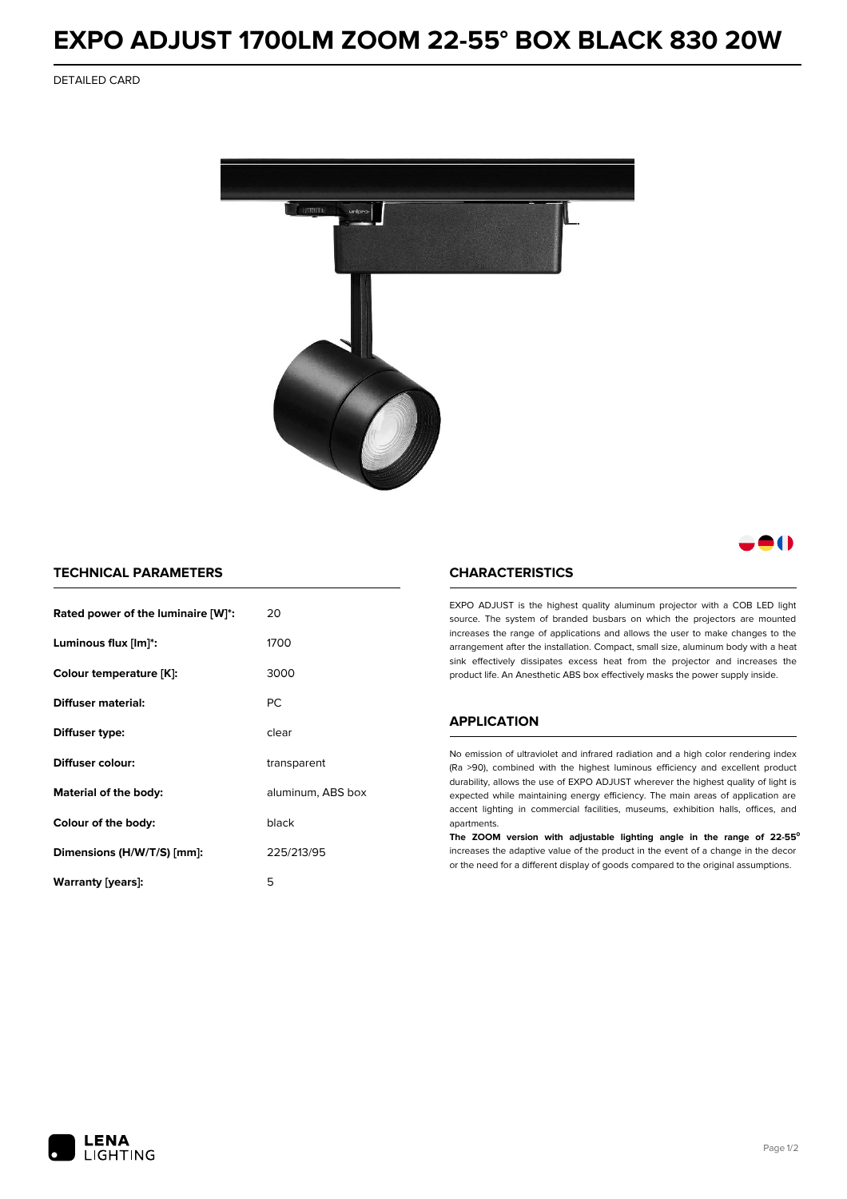# EXPO ADJUST 1700LM ZOOM 22-55° BOX BLACK 830 20W

DETAILED CARD

## TECHNICAL PARAMETERS

| | |
|---|---|
| **Rated power of the luminaire [W]*:** | 20 |
| **Luminous flux [lm]*:** | 1700 |
| **Colour temperature [K]:** | 3000 |
| **Diffuser material:** | PC |
| **Diffuser type:** | clear |
| **Diffuser colour:** | transparent |
| **Material of the body:** | aluminum, ABS box |
| **Colour of the body:** | black |
| **Dimensions (H/W/T/S) [mm]:** | 225/213/95 |
| **Warranty [years]:** | 5 |

## CHARACTERISTICS

EXPO ADJUST is the highest quality aluminum projector with a COB LED light source. The system of branded busbars on which the projectors are mounted increases the range of applications and allows the user to make changes to the arrangement after the installation. Compact, small size, aluminum body with a heat sink effectively dissipates excess heat from the projector and increases the product life. An Anesthetic ABS box effectively masks the power supply inside.

## APPLICATION

No emission of ultraviolet and infrared radiation and a high color rendering index (Ra >90), combined with the highest luminous efficiency and excellent product durability, allows the use of EXPO ADJUST wherever the highest quality of light is expected while maintaining energy efficiency. The main areas of application are accent lighting in commercial facilities, museums, exhibition halls, offices, and apartments.

**The ZOOM version with adjustable lighting angle in the range of 22-55°** increases the adaptive value of the product in the event of a change in the decor or the need for a different display of goods compared to the original assumptions.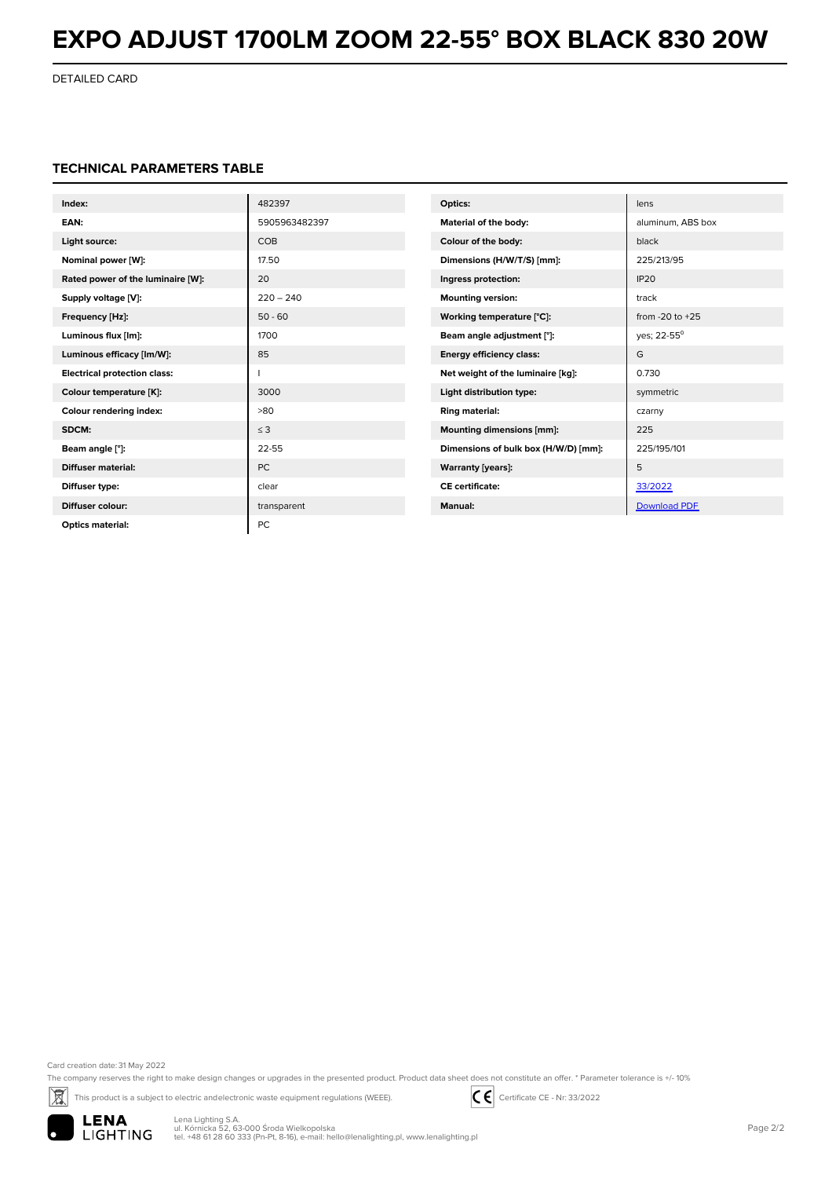# EXPO ADJUST 1700LM ZOOM 22-55° BOX BLACK 830 20W

DETAILED CARD

### TECHNICAL PARAMETERS TABLE

| | |
|---|---|
| **Index:** | 482397 |
| **EAN:** | 5905963482397 |
| **Light source:** | COB |
| **Nominal power [W]:** | 17.50 |
| **Rated power of the luminaire [W]:** | 20 |
| **Supply voltage [V]:** | 220 – 240 |
| **Frequency [Hz]:** | 50 - 60 |
| **Luminous flux [lm]:** | 1700 |
| **Luminous efficacy [lm/W]:** | 85 |
| **Electrical protection class:** | I |
| **Colour temperature [K]:** | 3000 |
| **Colour rendering index:** | >80 |
| **SDCM:** | ≤ 3 |
| **Beam angle [°]:** | 22-55 |
| **Diffuser material:** | PC |
| **Diffuser type:** | clear |
| **Diffuser colour:** | transparent |
| **Optics material:** | PC |

| | |
|---|---|
| **Optics:** | lens |
| **Material of the body:** | aluminum, ABS box |
| **Colour of the body:** | black |
| **Dimensions (H/W/T/S) [mm]:** | 225/213/95 |
| **Ingress protection:** | IP20 |
| **Mounting version:** | track |
| **Working temperature [°C]:** | from -20 to +25 |
| **Beam angle adjustment [°]:** | yes; 22-55° |
| **Energy efficiency class:** | G |
| **Net weight of the luminaire [kg]:** | 0.730 |
| **Light distribution type:** | symmetric |
| **Ring material:** | czarny |
| **Mounting dimensions [mm]:** | 225 |
| **Dimensions of bulk box (H/W/D) [mm]:** | 225/195/101 |
| **Warranty [years]:** | 5 |
| **CE certificate:** | 33/2022 |
| **Manual:** | Download PDF |

Card creation date: 31 May 2022

The company reserves the right to make design changes or upgrades in the presented product. Product data sheet does not constitute an offer. * Parameter tolerance is +/- 10%

This product is a subject to electric andelectronic waste equipment regulations (WEEE).

Certificate CE - Nr: 33/2022

Lena Lighting S.A.
ul. Kórnicka 52, 63-000 Środa Wielkopolska
tel. +48 61 28 60 333 (Pn-Pt, 8-16), e-mail: hello@lenalighting.pl, www.lenalighting.pl